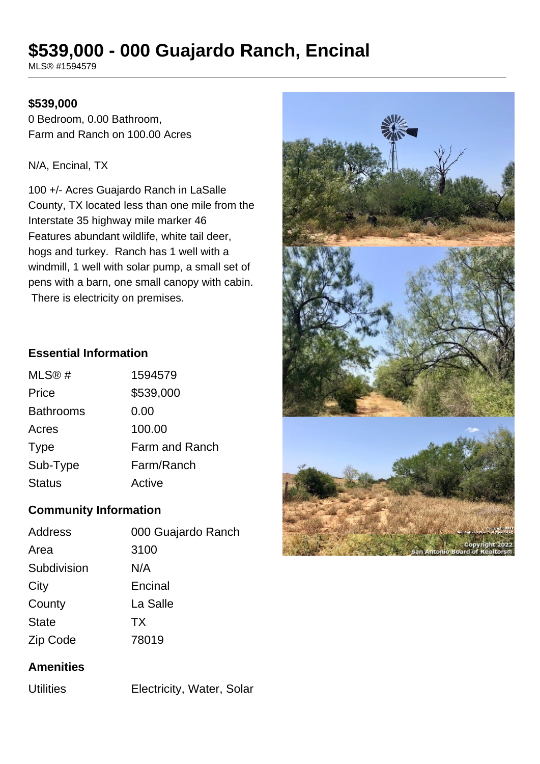# $539,000 - 000 Guajardo Ranch, Encinal

MLS® #1594579

**$539,000**

0 Bedroom, 0.00 Bathroom,
Farm and Ranch on 100.00 Acres

N/A, Encinal, TX

100 +/- Acres Guajardo Ranch in LaSalle County, TX located less than one mile from the Interstate 35 highway mile marker 46 Features abundant wildlife, white tail deer, hogs and turkey. Ranch has 1 well with a windmill, 1 well with solar pump, a small set of pens with a barn, one small canopy with cabin. There is electricity on premises.

### Essential Information

| | |
|---|---|
| MLS® # | 1594579 |
| Price | $539,000 |
| Bathrooms | 0.00 |
| Acres | 100.00 |
| Type | Farm and Ranch |
| Sub-Type | Farm/Ranch |
| Status | Active |

### Community Information

| | |
|---|---|
| Address | 000 Guajardo Ranch |
| Area | 3100 |
| Subdivision | N/A |
| City | Encinal |
| County | La Salle |
| State | TX |
| Zip Code | 78019 |

### Amenities

| | |
|---|---|
| Utilities | Electricity, Water, Solar |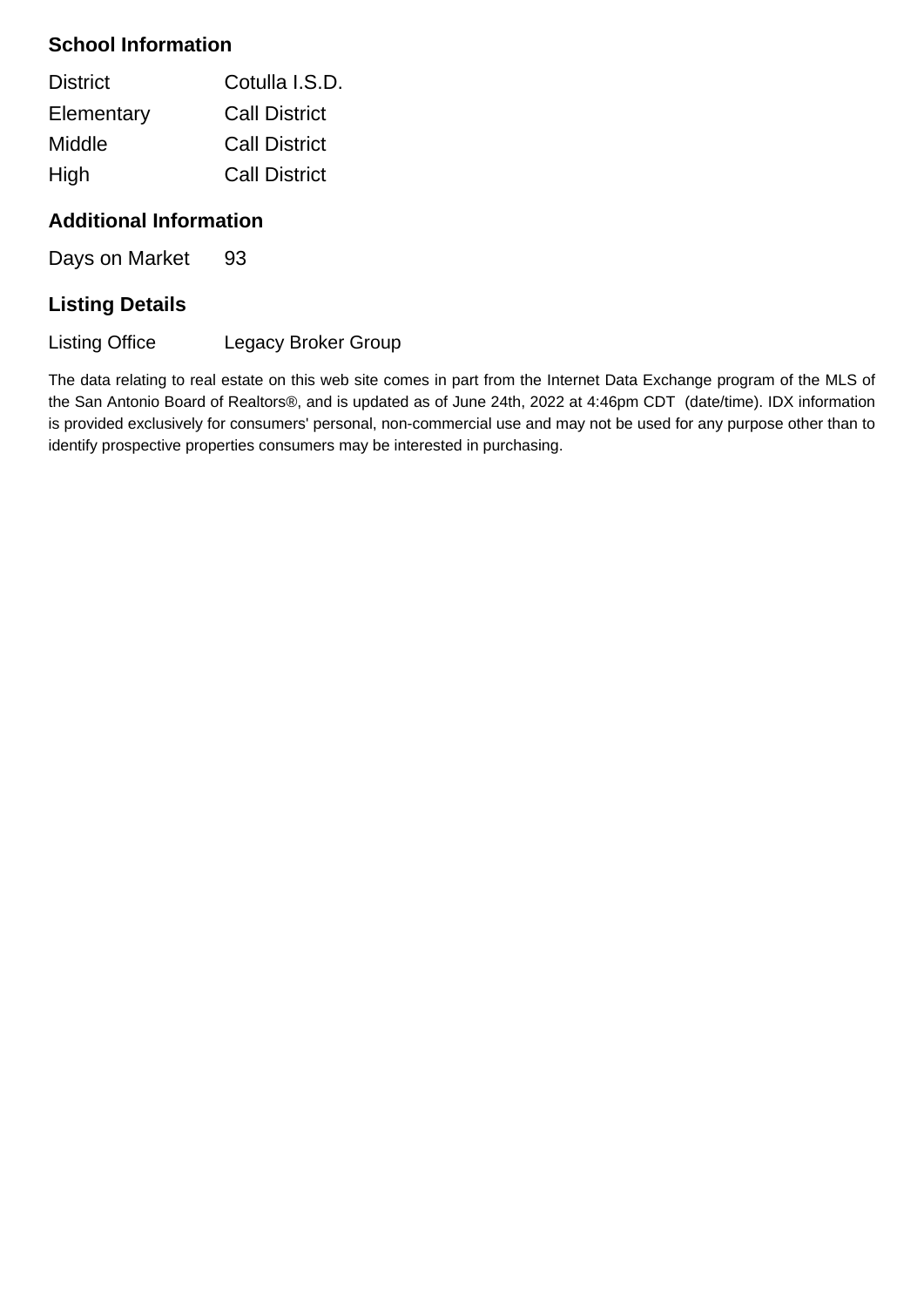## School Information

| | |
|---|---|
| District | Cotulla I.S.D. |
| Elementary | Call District |
| Middle | Call District |
| High | Call District |

## Additional Information

| | |
|---|---|
| Days on Market | 93 |

## Listing Details

| | |
|---|---|
| Listing Office | Legacy Broker Group |

The data relating to real estate on this web site comes in part from the Internet Data Exchange program of the MLS of the San Antonio Board of Realtors®, and is updated as of June 24th, 2022 at 4:46pm CDT (date/time). IDX information is provided exclusively for consumers' personal, non-commercial use and may not be used for any purpose other than to identify prospective properties consumers may be interested in purchasing.